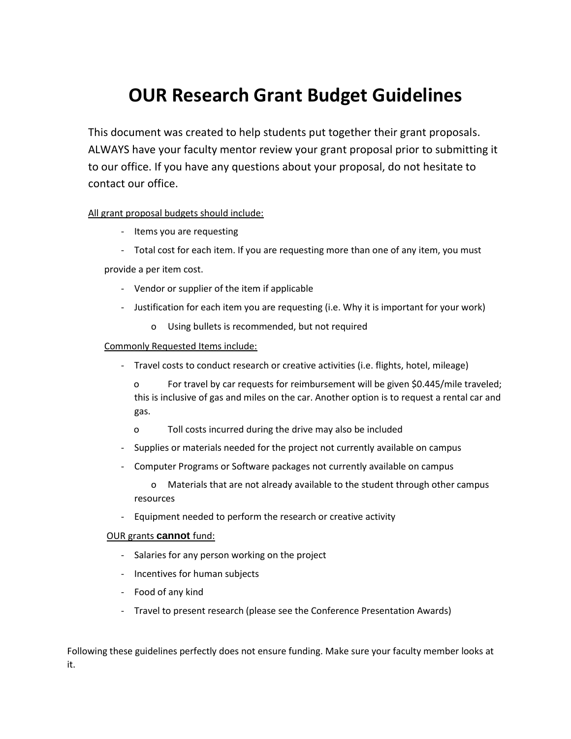# OUR Research Grant Budget Guidelines

This document was created to help students put together their grant proposals. ALWAYS have your faculty mentor review your grant proposal prior to submitting it to our office. If you have any questions about your proposal, do not hesitate to contact our office.

<u>All grant proposal budgets should include:</u>

- Items you are requesting
- Total cost for each item. If you are requesting more than one of any item, you must provide a per item cost.
- Vendor or supplier of the item if applicable
- Justification for each item you are requesting (i.e. Why it is important for your work)
  - Using bullets is recommended, but not required

<u>Commonly Requested Items include:</u>

- Travel costs to conduct research or creative activities (i.e. flights, hotel, mileage)
  - For travel by car requests for reimbursement will be given $0.445/mile traveled; this is inclusive of gas and miles on the car. Another option is to request a rental car and gas.
  - Toll costs incurred during the drive may also be included
- Supplies or materials needed for the project not currently available on campus
- Computer Programs or Software packages not currently available on campus
  - Materials that are not already available to the student through other campus resources
- Equipment needed to perform the research or creative activity

<u>OUR grants **cannot** fund:</u>

- Salaries for any person working on the project
- Incentives for human subjects
- Food of any kind
- Travel to present research (please see the Conference Presentation Awards)

Following these guidelines perfectly does not ensure funding. Make sure your faculty member looks at it.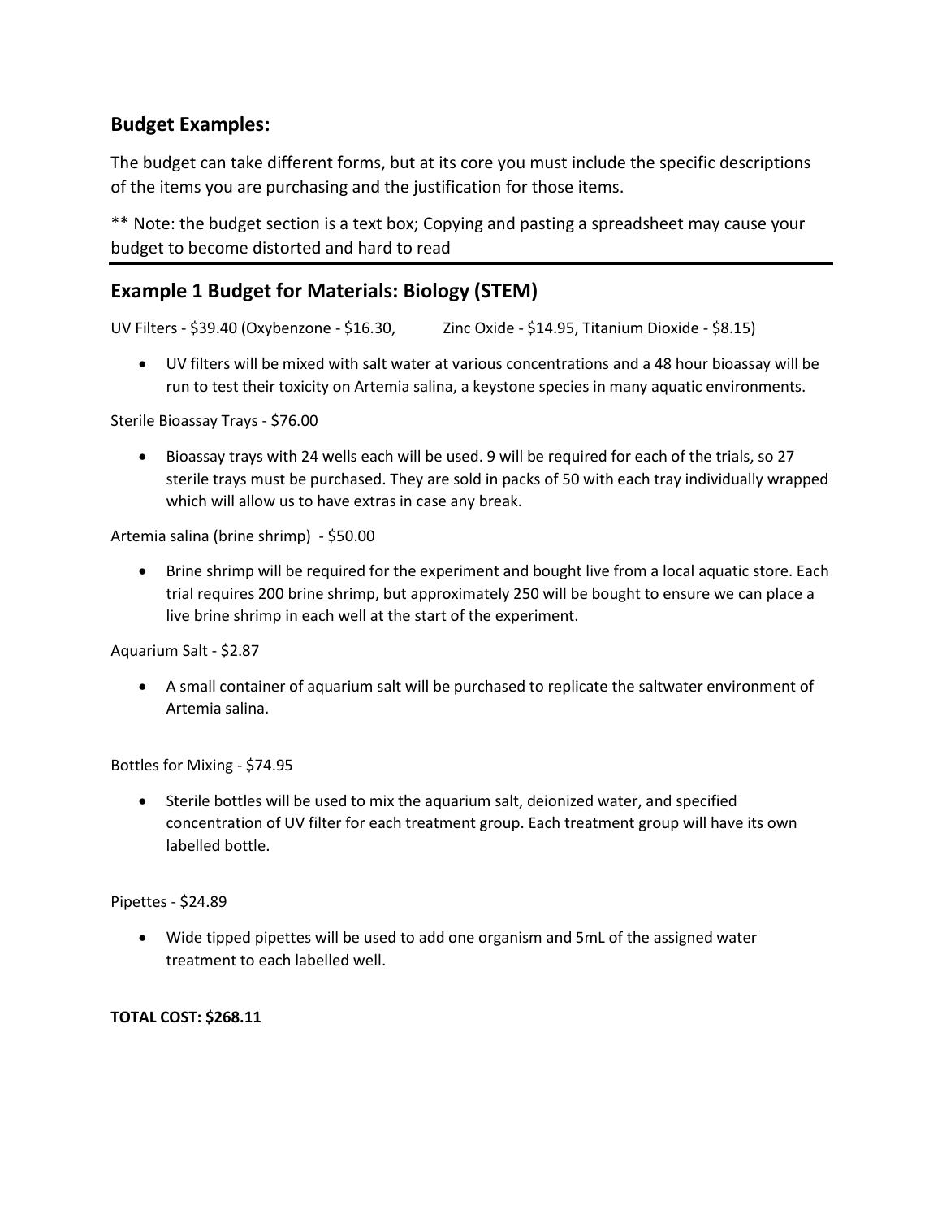## Budget Examples:

The budget can take different forms, but at its core you must include the specific descriptions of the items you are purchasing and the justification for those items.

** Note: the budget section is a text box; Copying and pasting a spreadsheet may cause your budget to become distorted and hard to read

---

## Example 1 Budget for Materials: Biology (STEM)

UV Filters - $39.40 (Oxybenzone - $16.30, Zinc Oxide - $14.95, Titanium Dioxide - $8.15)

- UV filters will be mixed with salt water at various concentrations and a 48 hour bioassay will be run to test their toxicity on Artemia salina, a keystone species in many aquatic environments.

Sterile Bioassay Trays - $76.00

- Bioassay trays with 24 wells each will be used. 9 will be required for each of the trials, so 27 sterile trays must be purchased. They are sold in packs of 50 with each tray individually wrapped which will allow us to have extras in case any break.

Artemia salina (brine shrimp) - $50.00

- Brine shrimp will be required for the experiment and bought live from a local aquatic store. Each trial requires 200 brine shrimp, but approximately 250 will be bought to ensure we can place a live brine shrimp in each well at the start of the experiment.

Aquarium Salt - $2.87

- A small container of aquarium salt will be purchased to replicate the saltwater environment of Artemia salina.

Bottles for Mixing - $74.95

- Sterile bottles will be used to mix the aquarium salt, deionized water, and specified concentration of UV filter for each treatment group. Each treatment group will have its own labelled bottle.

Pipettes - $24.89

- Wide tipped pipettes will be used to add one organism and 5mL of the assigned water treatment to each labelled well.

**TOTAL COST: $268.11**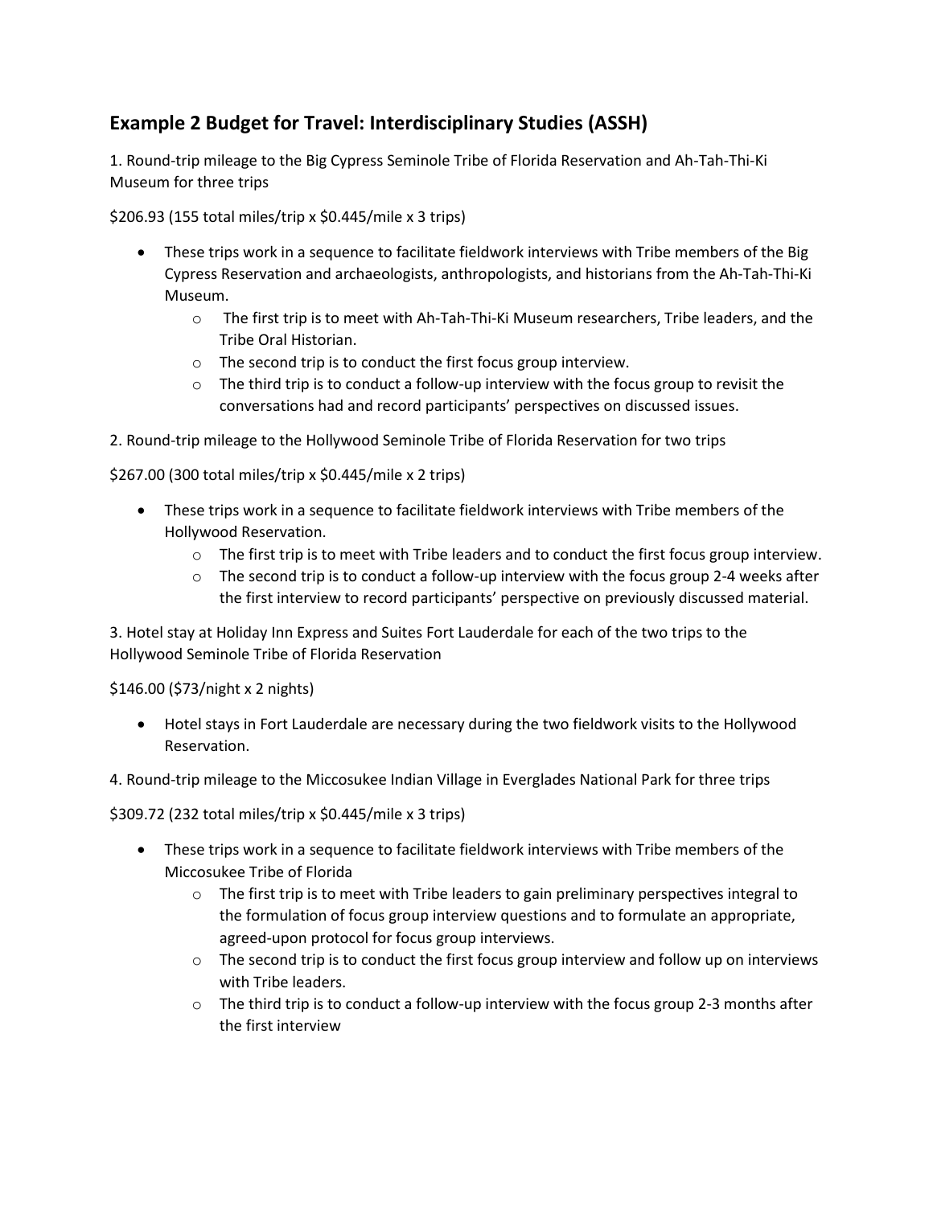## Example 2 Budget for Travel: Interdisciplinary Studies (ASSH)

1. Round-trip mileage to the Big Cypress Seminole Tribe of Florida Reservation and Ah-Tah-Thi-Ki Museum for three trips

$206.93 (155 total miles/trip x $0.445/mile x 3 trips)

- These trips work in a sequence to facilitate fieldwork interviews with Tribe members of the Big Cypress Reservation and archaeologists, anthropologists, and historians from the Ah-Tah-Thi-Ki Museum.
    - The first trip is to meet with Ah-Tah-Thi-Ki Museum researchers, Tribe leaders, and the Tribe Oral Historian.
    - The second trip is to conduct the first focus group interview.
    - The third trip is to conduct a follow-up interview with the focus group to revisit the conversations had and record participants' perspectives on discussed issues.

2. Round-trip mileage to the Hollywood Seminole Tribe of Florida Reservation for two trips

$267.00 (300 total miles/trip x $0.445/mile x 2 trips)

- These trips work in a sequence to facilitate fieldwork interviews with Tribe members of the Hollywood Reservation.
    - The first trip is to meet with Tribe leaders and to conduct the first focus group interview.
    - The second trip is to conduct a follow-up interview with the focus group 2-4 weeks after the first interview to record participants' perspective on previously discussed material.

3. Hotel stay at Holiday Inn Express and Suites Fort Lauderdale for each of the two trips to the Hollywood Seminole Tribe of Florida Reservation

$146.00 ($73/night x 2 nights)

- Hotel stays in Fort Lauderdale are necessary during the two fieldwork visits to the Hollywood Reservation.

4. Round-trip mileage to the Miccosukee Indian Village in Everglades National Park for three trips

$309.72 (232 total miles/trip x $0.445/mile x 3 trips)

- These trips work in a sequence to facilitate fieldwork interviews with Tribe members of the Miccosukee Tribe of Florida
    - The first trip is to meet with Tribe leaders to gain preliminary perspectives integral to the formulation of focus group interview questions and to formulate an appropriate, agreed-upon protocol for focus group interviews.
    - The second trip is to conduct the first focus group interview and follow up on interviews with Tribe leaders.
    - The third trip is to conduct a follow-up interview with the focus group 2-3 months after the first interview